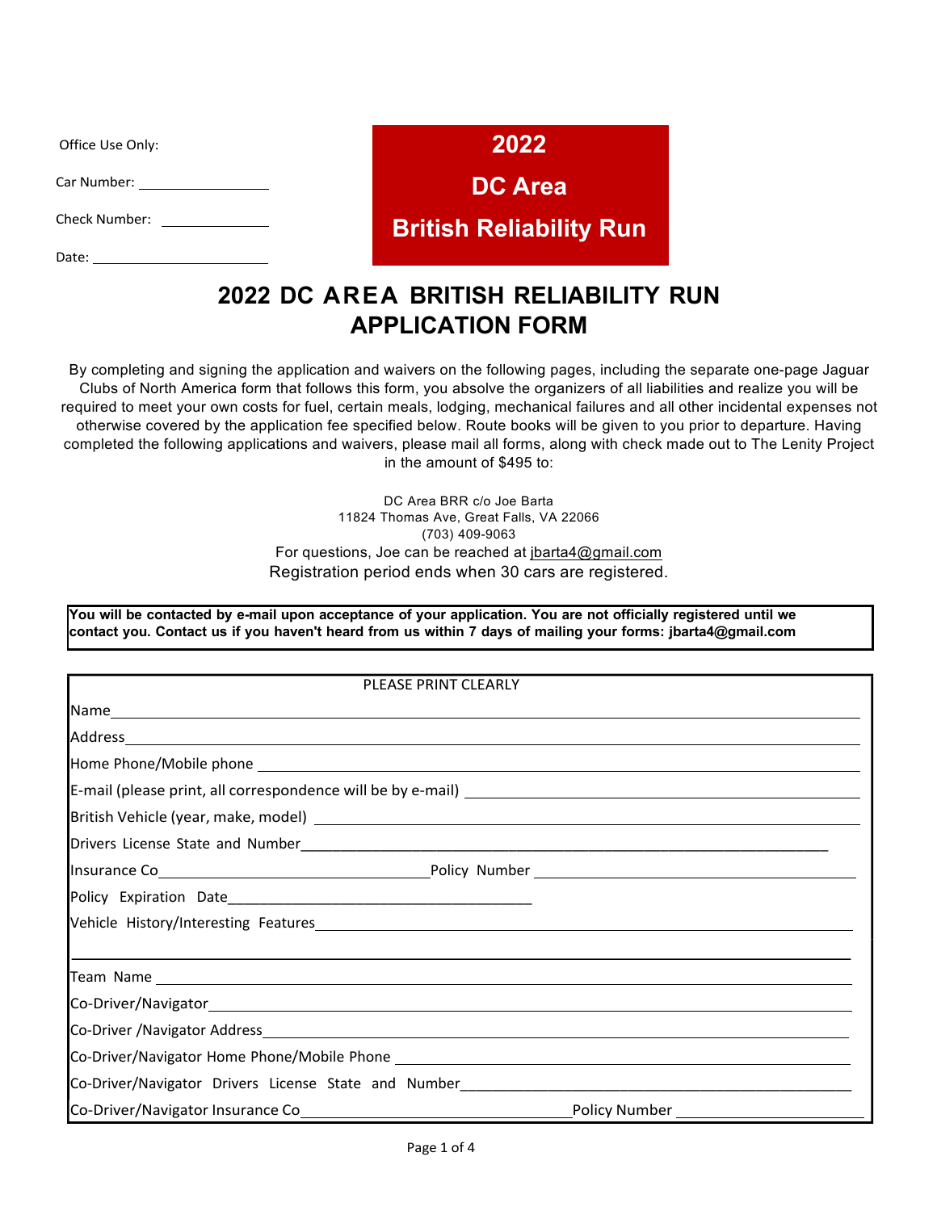Office Use Only:

Car Number: ____________________

Check Number: ________________

Date: ___________________________

**2022**

**DC Area**

**British Reliability Run**

# 2022 DC AREA BRITISH RELIABILITY RUN APPLICATION FORM

By completing and signing the application and waivers on the following pages, including the separate one-page Jaguar Clubs of North America form that follows this form, you absolve the organizers of all liabilities and realize you will be required to meet your own costs for fuel, certain meals, lodging, mechanical failures and all other incidental expenses not otherwise covered by the application fee specified below. Route books will be given to you prior to departure. Having completed the following applications and waivers, please mail all forms, along with check made out to The Lenity Project in the amount of $495 to:

DC Area BRR c/o Joe Barta
11824 Thomas Ave, Great Falls, VA 22066
(703) 409-9063
For questions, Joe can be reached at jbarta4@gmail.com
Registration period ends when 30 cars are registered.

**You will be contacted by e-mail upon acceptance of your application. You are not officially registered until we contact you. Contact us if you haven't heard from us within 7 days of mailing your forms: jbarta4@gmail.com**

PLEASE PRINT CLEARLY

Name ______________________________________________

Address ______________________________________________

Home Phone/Mobile phone ______________________________________________

E-mail (please print, all correspondence will be by e-mail) ______________________________________________

British Vehicle (year, make, model) ______________________________________________

Drivers License State and Number ______________________________________________

Insurance Co ______________________ Policy Number ______________________

Policy Expiration Date ______________________

Vehicle History/Interesting Features ______________________________________________

______________________________________________

Team Name ______________________________________________

Co-Driver/Navigator ______________________________________________

Co-Driver /Navigator Address ______________________________________________

Co-Driver/Navigator Home Phone/Mobile Phone ______________________________________________

Co-Driver/Navigator Drivers License State and Number ______________________________________________

Co-Driver/Navigator Insurance Co ______________________ Policy Number ______________________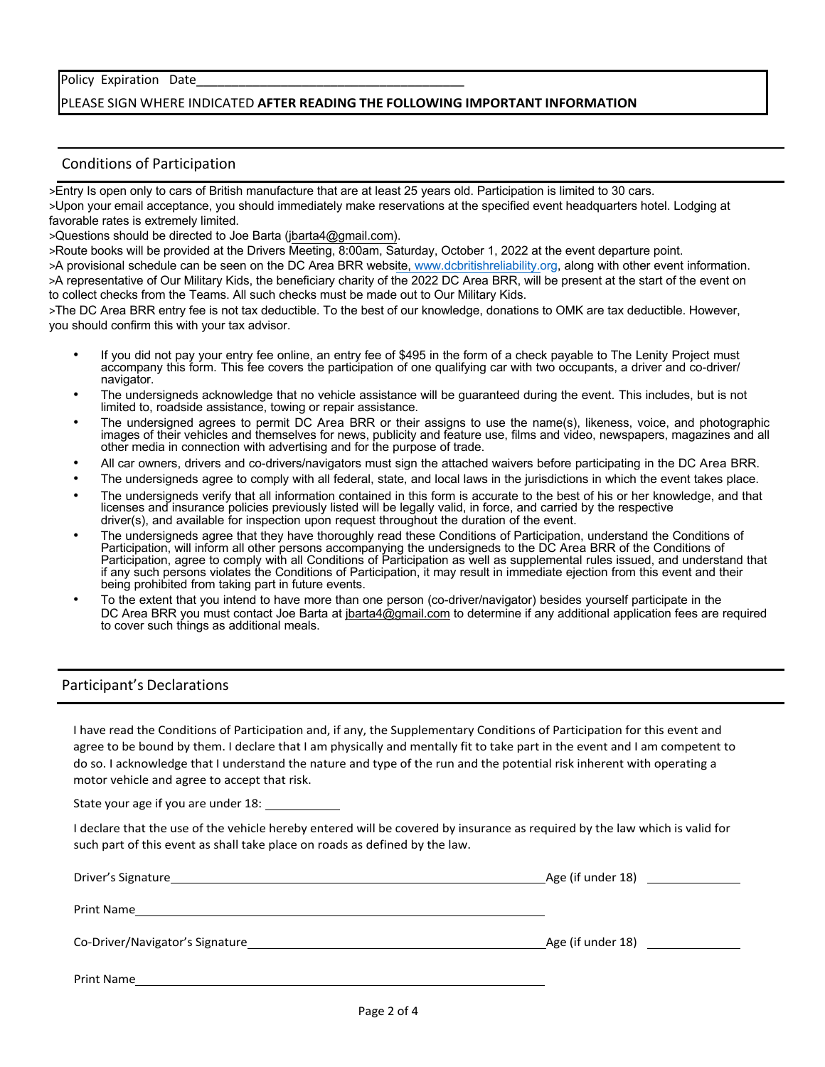Policy Expiration Date______________________________________

PLEASE SIGN WHERE INDICATED **AFTER READING THE FOLLOWING IMPORTANT INFORMATION**

## Conditions of Participation

>Entry Is open only to cars of British manufacture that are at least 25 years old. Participation is limited to 30 cars.

>Upon your email acceptance, you should immediately make reservations at the specified event headquarters hotel. Lodging at favorable rates is extremely limited.

>Questions should be directed to Joe Barta (jbarta4@gmail.com).

>Route books will be provided at the Drivers Meeting, 8:00am, Saturday, October 1, 2022 at the event departure point.

>A provisional schedule can be seen on the DC Area BRR website, www.dcbritishreliability.org, along with other event information.

>A representative of Our Military Kids, the beneficiary charity of the 2022 DC Area BRR, will be present at the start of the event on to collect checks from the Teams. All such checks must be made out to Our Military Kids.

>The DC Area BRR entry fee is not tax deductible. To the best of our knowledge, donations to OMK are tax deductible. However, you should confirm this with your tax advisor.

- If you did not pay your entry fee online, an entry fee of $495 in the form of a check payable to The Lenity Project must accompany this form. This fee covers the participation of one qualifying car with two occupants, a driver and co-driver/navigator.
- The undersigneds acknowledge that no vehicle assistance will be guaranteed during the event. This includes, but is not limited to, roadside assistance, towing or repair assistance.
- The undersigned agrees to permit DC Area BRR or their assigns to use the name(s), likeness, voice, and photographic images of their vehicles and themselves for news, publicity and feature use, films and video, newspapers, magazines and all other media in connection with advertising and for the purpose of trade.
- All car owners, drivers and co-drivers/navigators must sign the attached waivers before participating in the DC Area BRR.
- The undersigneds agree to comply with all federal, state, and local laws in the jurisdictions in which the event takes place.
- The undersigneds verify that all information contained in this form is accurate to the best of his or her knowledge, and that licenses and insurance policies previously listed will be legally valid, in force, and carried by the respective driver(s), and available for inspection upon request throughout the duration of the event.
- The undersigneds agree that they have thoroughly read these Conditions of Participation, understand the Conditions of Participation, will inform all other persons accompanying the undersigneds to the DC Area BRR of the Conditions of Participation, agree to comply with all Conditions of Participation as well as supplemental rules issued, and understand that if any such persons violates the Conditions of Participation, it may result in immediate ejection from this event and their being prohibited from taking part in future events.
- To the extent that you intend to have more than one person (co-driver/navigator) besides yourself participate in the DC Area BRR you must contact Joe Barta at jbarta4@gmail.com to determine if any additional application fees are required to cover such things as additional meals.

## Participant's Declarations

I have read the Conditions of Participation and, if any, the Supplementary Conditions of Participation for this event and agree to be bound by them. I declare that I am physically and mentally fit to take part in the event and I am competent to do so. I acknowledge that I understand the nature and type of the run and the potential risk inherent with operating a motor vehicle and agree to accept that risk.

State your age if you are under 18: __________

I declare that the use of the vehicle hereby entered will be covered by insurance as required by the law which is valid for such part of this event as shall take place on roads as defined by the law.

Driver's Signature______________________________________________ Age (if under 18) ____________

Print Name______________________________________________

Co-Driver/Navigator's Signature______________________________________________ Age (if under 18) ____________

Print Name______________________________________________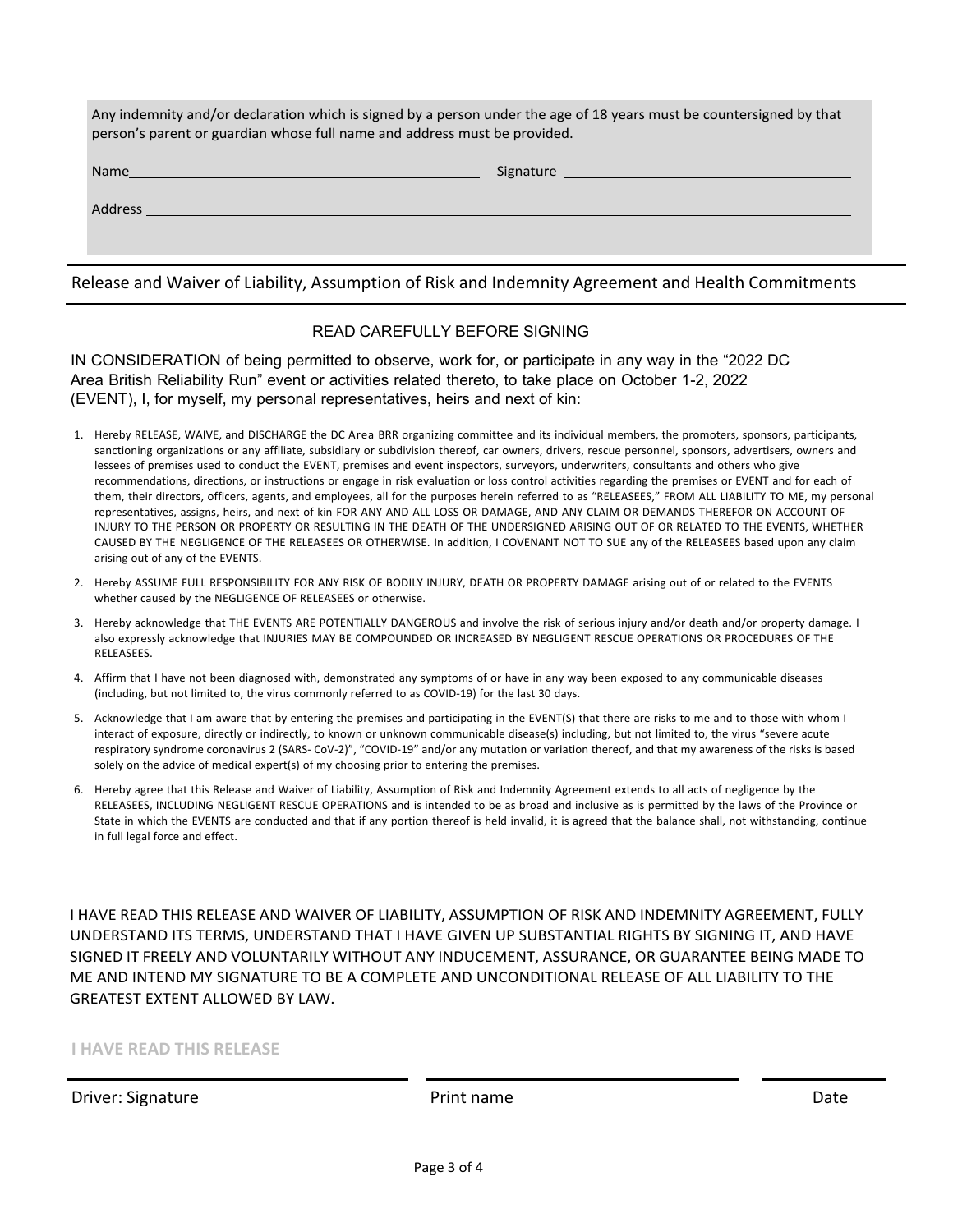Any indemnity and/or declaration which is signed by a person under the age of 18 years must be countersigned by that person's parent or guardian whose full name and address must be provided.

Name ______________________________ Signature ______________________________

Address ____________________________________________________________

## Release and Waiver of Liability, Assumption of Risk and Indemnity Agreement and Health Commitments

READ CAREFULLY BEFORE SIGNING

IN CONSIDERATION of being permitted to observe, work for, or participate in any way in the "2022 DC Area British Reliability Run" event or activities related thereto, to take place on October 1-2, 2022 (EVENT), I, for myself, my personal representatives, heirs and next of kin:

1. Hereby RELEASE, WAIVE, and DISCHARGE the DC Area BRR organizing committee and its individual members, the promoters, sponsors, participants, sanctioning organizations or any affiliate, subsidiary or subdivision thereof, car owners, drivers, rescue personnel, sponsors, advertisers, owners and lessees of premises used to conduct the EVENT, premises and event inspectors, surveyors, underwriters, consultants and others who give recommendations, directions, or instructions or engage in risk evaluation or loss control activities regarding the premises or EVENT and for each of them, their directors, officers, agents, and employees, all for the purposes herein referred to as "RELEASEES," FROM ALL LIABILITY TO ME, my personal representatives, assigns, heirs, and next of kin FOR ANY AND ALL LOSS OR DAMAGE, AND ANY CLAIM OR DEMANDS THEREFOR ON ACCOUNT OF INJURY TO THE PERSON OR PROPERTY OR RESULTING IN THE DEATH OF THE UNDERSIGNED ARISING OUT OF OR RELATED TO THE EVENTS, WHETHER CAUSED BY THE NEGLIGENCE OF THE RELEASEES OR OTHERWISE. In addition, I COVENANT NOT TO SUE any of the RELEASEES based upon any claim arising out of any of the EVENTS.
2. Hereby ASSUME FULL RESPONSIBILITY FOR ANY RISK OF BODILY INJURY, DEATH OR PROPERTY DAMAGE arising out of or related to the EVENTS whether caused by the NEGLIGENCE OF RELEASEES or otherwise.
3. Hereby acknowledge that THE EVENTS ARE POTENTIALLY DANGEROUS and involve the risk of serious injury and/or death and/or property damage. I also expressly acknowledge that INJURIES MAY BE COMPOUNDED OR INCREASED BY NEGLIGENT RESCUE OPERATIONS OR PROCEDURES OF THE RELEASEES.
4. Affirm that I have not been diagnosed with, demonstrated any symptoms of or have in any way been exposed to any communicable diseases (including, but not limited to, the virus commonly referred to as COVID-19) for the last 30 days.
5. Acknowledge that I am aware that by entering the premises and participating in the EVENT(S) that there are risks to me and to those with whom I interact of exposure, directly or indirectly, to known or unknown communicable disease(s) including, but not limited to, the virus "severe acute respiratory syndrome coronavirus 2 (SARS- CoV-2)", "COVID-19" and/or any mutation or variation thereof, and that my awareness of the risks is based solely on the advice of medical expert(s) of my choosing prior to entering the premises.
6. Hereby agree that this Release and Waiver of Liability, Assumption of Risk and Indemnity Agreement extends to all acts of negligence by the RELEASEES, INCLUDING NEGLIGENT RESCUE OPERATIONS and is intended to be as broad and inclusive as is permitted by the laws of the Province or State in which the EVENTS are conducted and that if any portion thereof is held invalid, it is agreed that the balance shall, not withstanding, continue in full legal force and effect.

I HAVE READ THIS RELEASE AND WAIVER OF LIABILITY, ASSUMPTION OF RISK AND INDEMNITY AGREEMENT, FULLY UNDERSTAND ITS TERMS, UNDERSTAND THAT I HAVE GIVEN UP SUBSTANTIAL RIGHTS BY SIGNING IT, AND HAVE SIGNED IT FREELY AND VOLUNTARILY WITHOUT ANY INDUCEMENT, ASSURANCE, OR GUARANTEE BEING MADE TO ME AND INTEND MY SIGNATURE TO BE A COMPLETE AND UNCONDITIONAL RELEASE OF ALL LIABILITY TO THE GREATEST EXTENT ALLOWED BY LAW.

**I HAVE READ THIS RELEASE**

______________________________ ______________________________ ______________

Driver: Signature Print name Date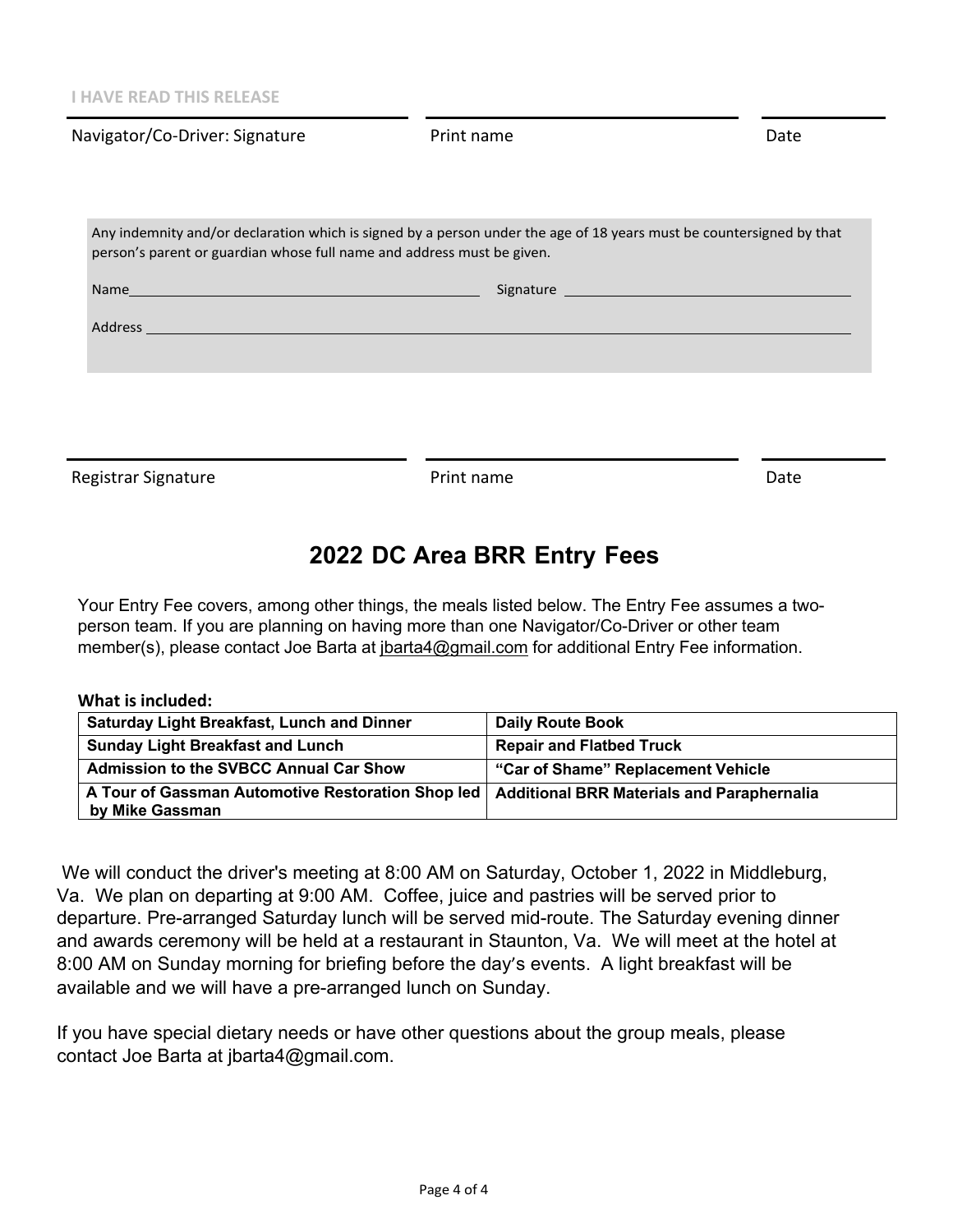**I HAVE READ THIS RELEASE**

| Navigator/Co-Driver: Signature | Print name | Date |
|---|---|---|
| | | |

Any indemnity and/or declaration which is signed by a person under the age of 18 years must be countersigned by that person's parent or guardian whose full name and address must be given.

Name\_\_\_\_\_\_\_\_\_\_\_\_\_\_\_\_\_\_\_\_\_\_\_\_\_\_\_\_\_\_\_\_\_\_ Signature \_\_\_\_\_\_\_\_\_\_\_\_\_\_\_\_\_\_\_\_\_\_\_\_\_\_\_\_\_\_

Address \_\_\_\_\_\_\_\_\_\_\_\_\_\_\_\_\_\_\_\_\_\_\_\_\_\_\_\_\_\_\_\_\_\_\_\_\_\_\_\_\_\_\_\_\_\_\_\_\_\_\_\_\_\_\_\_\_\_\_\_\_\_\_\_\_\_\_

| Registrar Signature | Print name | Date |
|---|---|---|
| | | |

## 2022 DC Area BRR Entry Fees

Your Entry Fee covers, among other things, the meals listed below. The Entry Fee assumes a two-person team. If you are planning on having more than one Navigator/Co-Driver or other team member(s), please contact Joe Barta at jbarta4@gmail.com for additional Entry Fee information.

**What is included:**

| | |
|---|---|
| **Saturday Light Breakfast, Lunch and Dinner** | **Daily Route Book** |
| **Sunday Light Breakfast and Lunch** | **Repair and Flatbed Truck** |
| **Admission to the SVBCC Annual Car Show** | **"Car of Shame" Replacement Vehicle** |
| **A Tour of Gassman Automotive Restoration Shop led by Mike Gassman** | **Additional BRR Materials and Paraphernalia** |

We will conduct the driver's meeting at 8:00 AM on Saturday, October 1, 2022 in Middleburg, Va. We plan on departing at 9:00 AM. Coffee, juice and pastries will be served prior to departure. Pre-arranged Saturday lunch will be served mid-route. The Saturday evening dinner and awards ceremony will be held at a restaurant in Staunton, Va. We will meet at the hotel at 8:00 AM on Sunday morning for briefing before the day's events. A light breakfast will be available and we will have a pre-arranged lunch on Sunday.

If you have special dietary needs or have other questions about the group meals, please contact Joe Barta at jbarta4@gmail.com.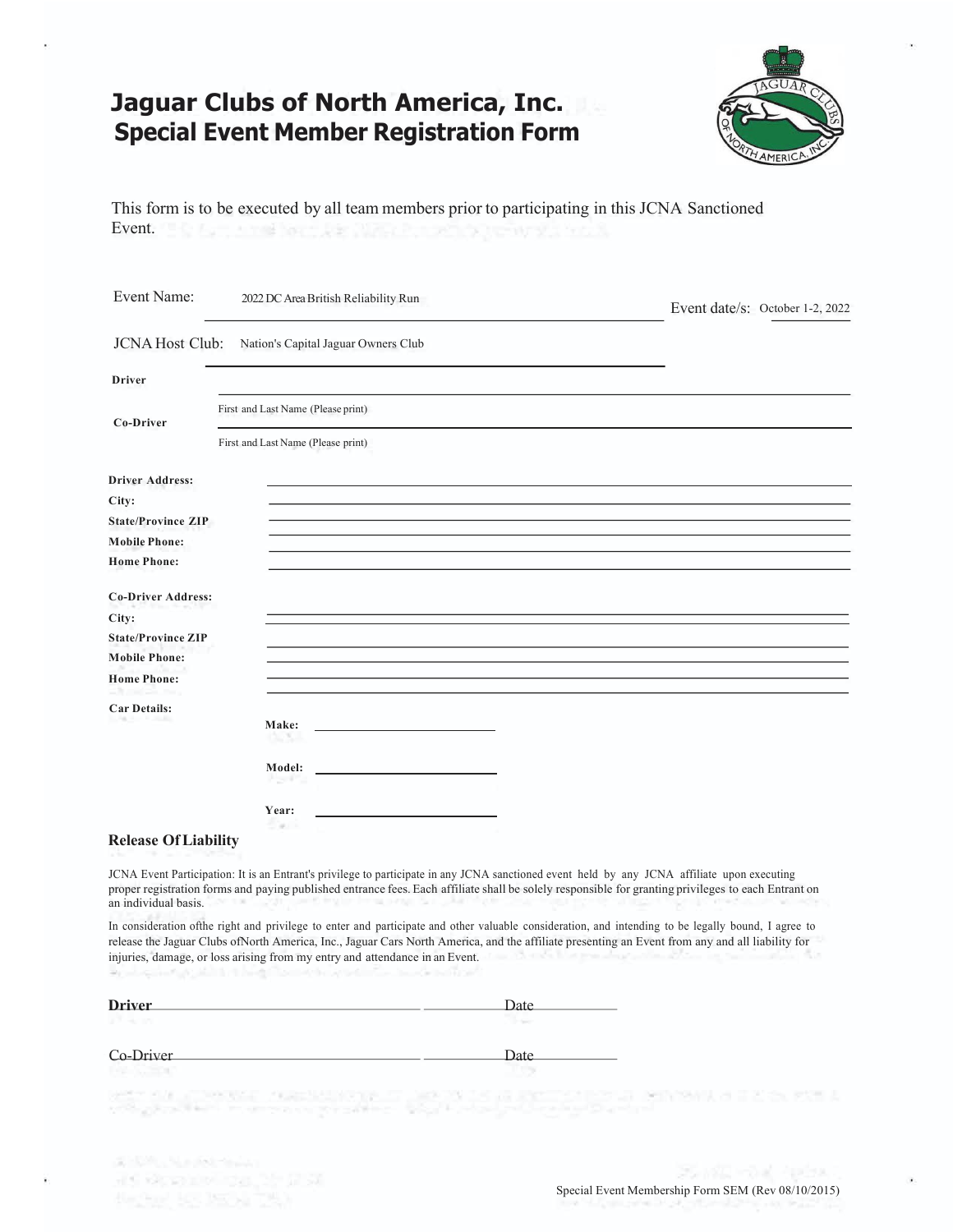# Jaguar Clubs of North America, Inc.
## Special Event Member Registration Form

This form is to be executed by all team members prior to participating in this JCNA Sanctioned Event.

Event Name: 2022 DC Area British Reliability Run

Event date/s: October 1-2, 2022

JCNA Host Club: Nation's Capital Jaguar Owners Club

**Driver** ______________________________

First and Last Name (Please print)

**Co-Driver** ______________________________

First and Last Name (Please print)

**Driver Address:** ______________________________

**City:** ______________________________

**State/Province ZIP** ______________________________

**Mobile Phone:** ______________________________

**Home Phone:** ______________________________

**Co-Driver Address:** ______________________________

**City:** ______________________________

**State/Province ZIP** ______________________________

**Mobile Phone:** ______________________________

**Home Phone:** ______________________________

**Car Details:**

**Make:** ______________________________

**Model:** ______________________________

**Year:** ______________________________

### Release Of Liability

JCNA Event Participation: It is an Entrant's privilege to participate in any JCNA sanctioned event held by any JCNA affiliate upon executing proper registration forms and paying published entrance fees. Each affiliate shall be solely responsible for granting privileges to each Entrant on an individual basis.

In consideration ofthe right and privilege to enter and participate and other valuable consideration, and intending to be legally bound, I agree to release the Jaguar Clubs ofNorth America, Inc., Jaguar Cars North America, and the affiliate presenting an Event from any and all liability for injuries, damage, or loss arising from my entry and attendance in an Event.

**Driver** ______________________________ Date ____________

Co-Driver ______________________________ Date ____________

Special Event Membership Form SEM (Rev 08/10/2015)